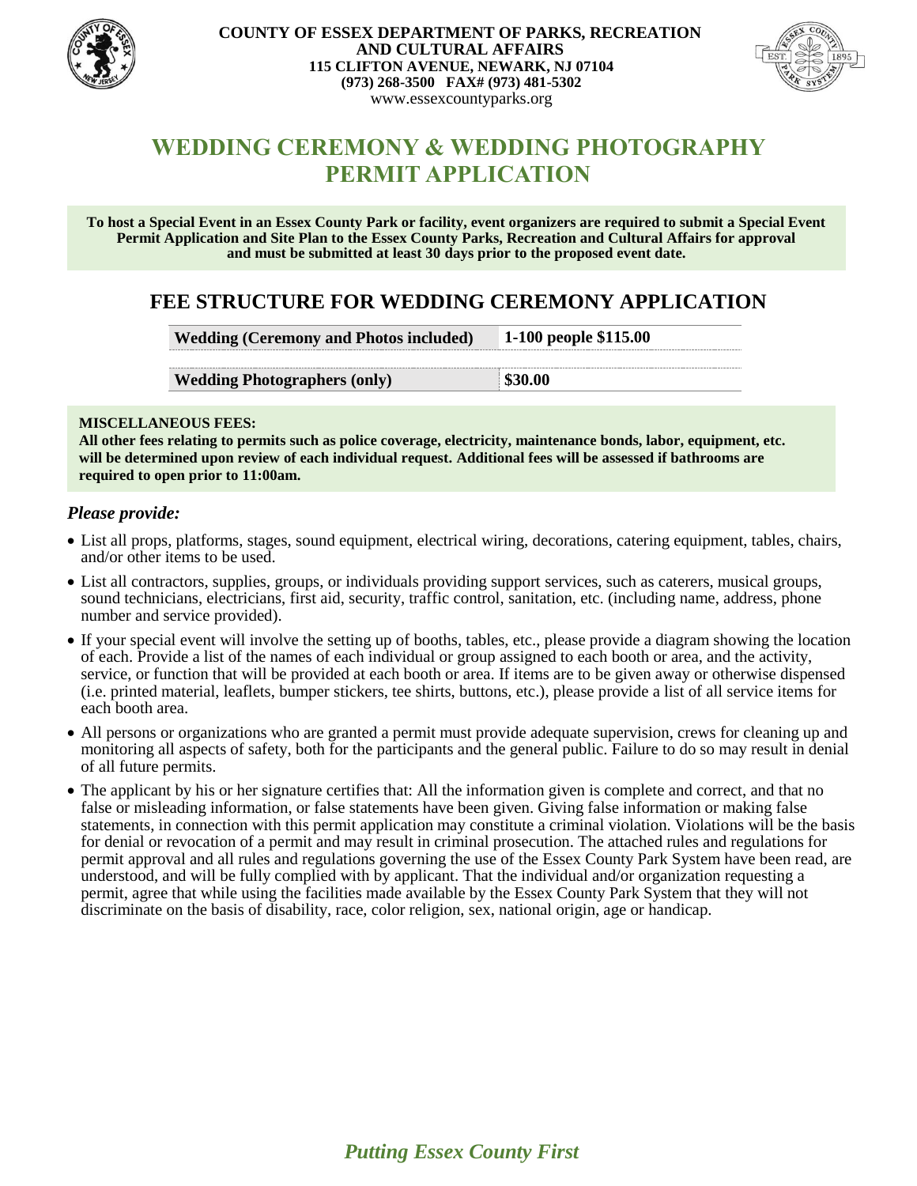**COUNTY OF ESSEX DEPARTMENT OF PARKS, RECREATION AND CULTURAL AFFAIRS**
**115 CLIFTON AVENUE, NEWARK, NJ 07104**
**(973) 268-3500 FAX# (973) 481-5302**
www.essexcountyparks.org

# WEDDING CEREMONY & WEDDING PHOTOGRAPHY PERMIT APPLICATION

**To host a Special Event in an Essex County Park or facility, event organizers are required to submit a Special Event Permit Application and Site Plan to the Essex County Parks, Recreation and Cultural Affairs for approval and must be submitted at least 30 days prior to the proposed event date.**

## FEE STRUCTURE FOR WEDDING CEREMONY APPLICATION

| | |
|---|---|
| **Wedding (Ceremony and Photos included)** | **1-100 people $115.00** |
| **Wedding Photographers (only)** | **$30.00** |

**MISCELLANEOUS FEES:**
**All other fees relating to permits such as police coverage, electricity, maintenance bonds, labor, equipment, etc. will be determined upon review of each individual request. Additional fees will be assessed if bathrooms are required to open prior to 11:00am.**

### *Please provide:*

- List all props, platforms, stages, sound equipment, electrical wiring, decorations, catering equipment, tables, chairs, and/or other items to be used.
- List all contractors, supplies, groups, or individuals providing support services, such as caterers, musical groups, sound technicians, electricians, first aid, security, traffic control, sanitation, etc. (including name, address, phone number and service provided).
- If your special event will involve the setting up of booths, tables, etc., please provide a diagram showing the location of each. Provide a list of the names of each individual or group assigned to each booth or area, and the activity, service, or function that will be provided at each booth or area. If items are to be given away or otherwise dispensed (i.e. printed material, leaflets, bumper stickers, tee shirts, buttons, etc.), please provide a list of all service items for each booth area.
- All persons or organizations who are granted a permit must provide adequate supervision, crews for cleaning up and monitoring all aspects of safety, both for the participants and the general public. Failure to do so may result in denial of all future permits.
- The applicant by his or her signature certifies that: All the information given is complete and correct, and that no false or misleading information, or false statements have been given. Giving false information or making false statements, in connection with this permit application may constitute a criminal violation. Violations will be the basis for denial or revocation of a permit and may result in criminal prosecution. The attached rules and regulations for permit approval and all rules and regulations governing the use of the Essex County Park System have been read, are understood, and will be fully complied with by applicant. That the individual and/or organization requesting a permit, agree that while using the facilities made available by the Essex County Park System that they will not discriminate on the basis of disability, race, color religion, sex, national origin, age or handicap.

*Putting Essex County First*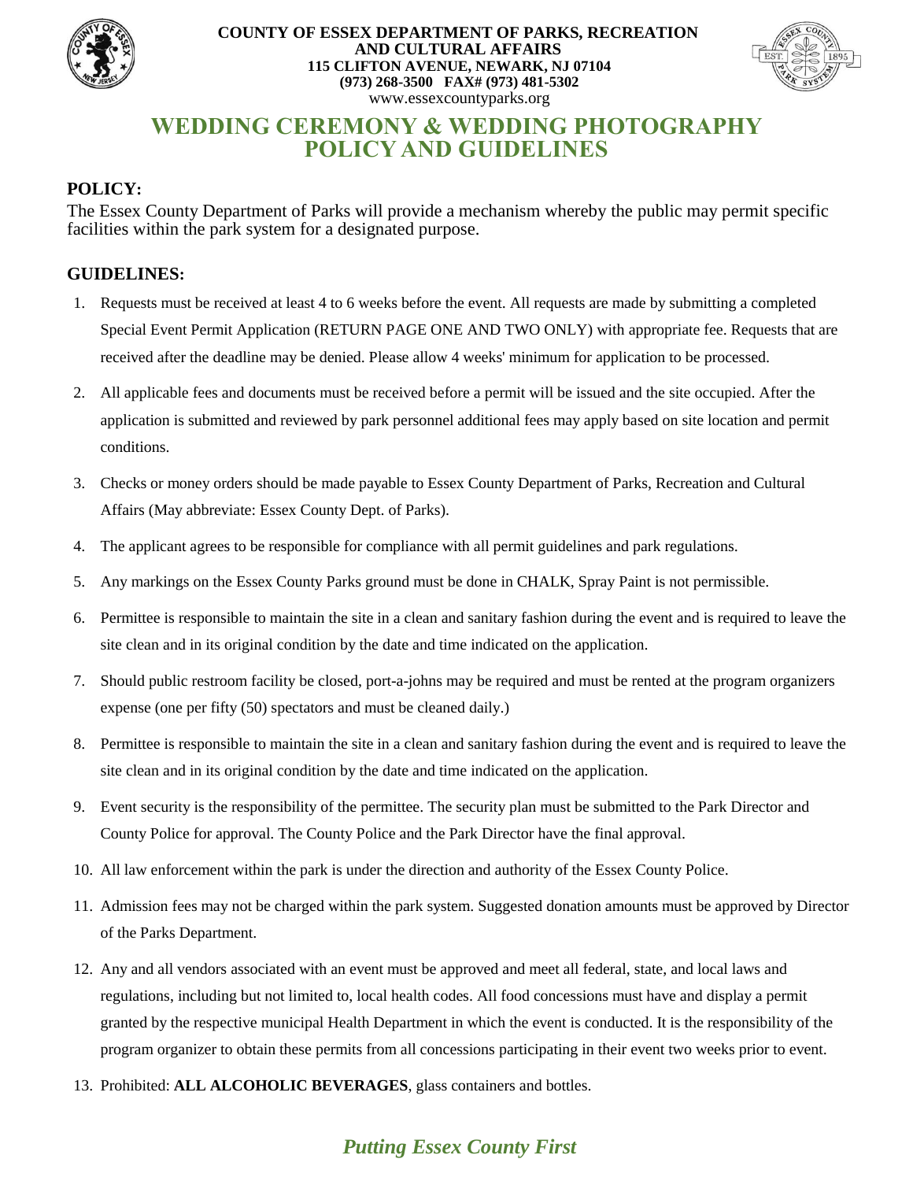**COUNTY OF ESSEX DEPARTMENT OF PARKS, RECREATION AND CULTURAL AFFAIRS**
**115 CLIFTON AVENUE, NEWARK, NJ 07104**
**(973) 268-3500 FAX# (973) 481-5302**
www.essexcountyparks.org

# WEDDING CEREMONY & WEDDING PHOTOGRAPHY POLICY AND GUIDELINES

## POLICY:

The Essex County Department of Parks will provide a mechanism whereby the public may permit specific facilities within the park system for a designated purpose.

## GUIDELINES:

1. Requests must be received at least 4 to 6 weeks before the event. All requests are made by submitting a completed Special Event Permit Application (RETURN PAGE ONE AND TWO ONLY) with appropriate fee. Requests that are received after the deadline may be denied. Please allow 4 weeks' minimum for application to be processed.
2. All applicable fees and documents must be received before a permit will be issued and the site occupied. After the application is submitted and reviewed by park personnel additional fees may apply based on site location and permit conditions.
3. Checks or money orders should be made payable to Essex County Department of Parks, Recreation and Cultural Affairs (May abbreviate: Essex County Dept. of Parks).
4. The applicant agrees to be responsible for compliance with all permit guidelines and park regulations.
5. Any markings on the Essex County Parks ground must be done in CHALK, Spray Paint is not permissible.
6. Permittee is responsible to maintain the site in a clean and sanitary fashion during the event and is required to leave the site clean and in its original condition by the date and time indicated on the application.
7. Should public restroom facility be closed, port-a-johns may be required and must be rented at the program organizers expense (one per fifty (50) spectators and must be cleaned daily.)
8. Permittee is responsible to maintain the site in a clean and sanitary fashion during the event and is required to leave the site clean and in its original condition by the date and time indicated on the application.
9. Event security is the responsibility of the permittee. The security plan must be submitted to the Park Director and County Police for approval. The County Police and the Park Director have the final approval.
10. All law enforcement within the park is under the direction and authority of the Essex County Police.
11. Admission fees may not be charged within the park system. Suggested donation amounts must be approved by Director of the Parks Department.
12. Any and all vendors associated with an event must be approved and meet all federal, state, and local laws and regulations, including but not limited to, local health codes. All food concessions must have and display a permit granted by the respective municipal Health Department in which the event is conducted. It is the responsibility of the program organizer to obtain these permits from all concessions participating in their event two weeks prior to event.
13. Prohibited: **ALL ALCOHOLIC BEVERAGES**, glass containers and bottles.

***Putting Essex County First***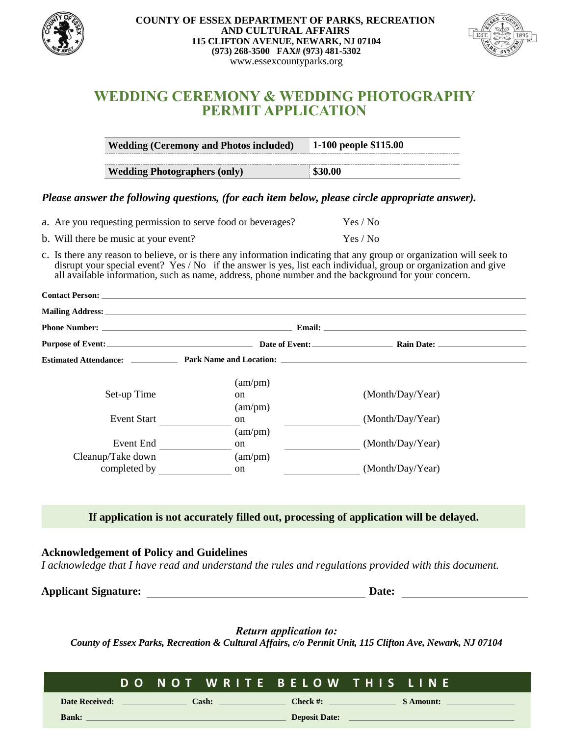**COUNTY OF ESSEX DEPARTMENT OF PARKS, RECREATION AND CULTURAL AFFAIRS**
**115 CLIFTON AVENUE, NEWARK, NJ 07104**
**(973) 268-3500 FAX# (973) 481-5302**
www.essexcountyparks.org

# WEDDING CEREMONY & WEDDING PHOTOGRAPHY PERMIT APPLICATION

| | |
|---|---|
| **Wedding (Ceremony and Photos included)** | **1-100 people $115.00** |
| **Wedding Photographers (only)** | **$30.00** |

***Please answer the following questions, (for each item below, please circle appropriate answer).***

a. Are you requesting permission to serve food or beverages? Yes / No

b. Will there be music at your event? Yes / No

c. Is there any reason to believe, or is there any information indicating that any group or organization will seek to disrupt your special event? Yes / No if the answer is yes, list each individual, group or organization and give all available information, such as name, address, phone number and the background for your concern.

**Contact Person:** ______________________________

**Mailing Address:** ______________________________

**Phone Number:** ______________________ **Email:** ______________________

**Purpose of Event:** ________________ **Date of Event:** ____________ **Rain Date:** ____________

**Estimated Attendance:** ________ **Park Name and Location:** ______________________

| | | | | |
|---|---|---|---|---|
| Set-up Time | | (am/pm) on | | (Month/Day/Year) |
| Event Start | ________ | (am/pm) on | ________ | (Month/Day/Year) |
| Event End | ________ | (am/pm) on | ________ | (Month/Day/Year) |
| Cleanup/Take down completed by | ________ | (am/pm) on | ________ | (Month/Day/Year) |

**If application is not accurately filled out, processing of application will be delayed.**

**Acknowledgement of Policy and Guidelines**

*I acknowledge that I have read and understand the rules and regulations provided with this document.*

**Applicant Signature:** ______________________ **Date:** ____________

***Return application to:***

***County of Essex Parks, Recreation & Cultural Affairs, c/o Permit Unit, 115 Clifton Ave, Newark, NJ 07104***

**DO NOT WRITE BELOW THIS LINE**

**Date Received:** ________ **Cash:** ________ **Check #:** ________ **$ Amount:** ________

**Bank:** ______________________ **Deposit Date:** ______________________